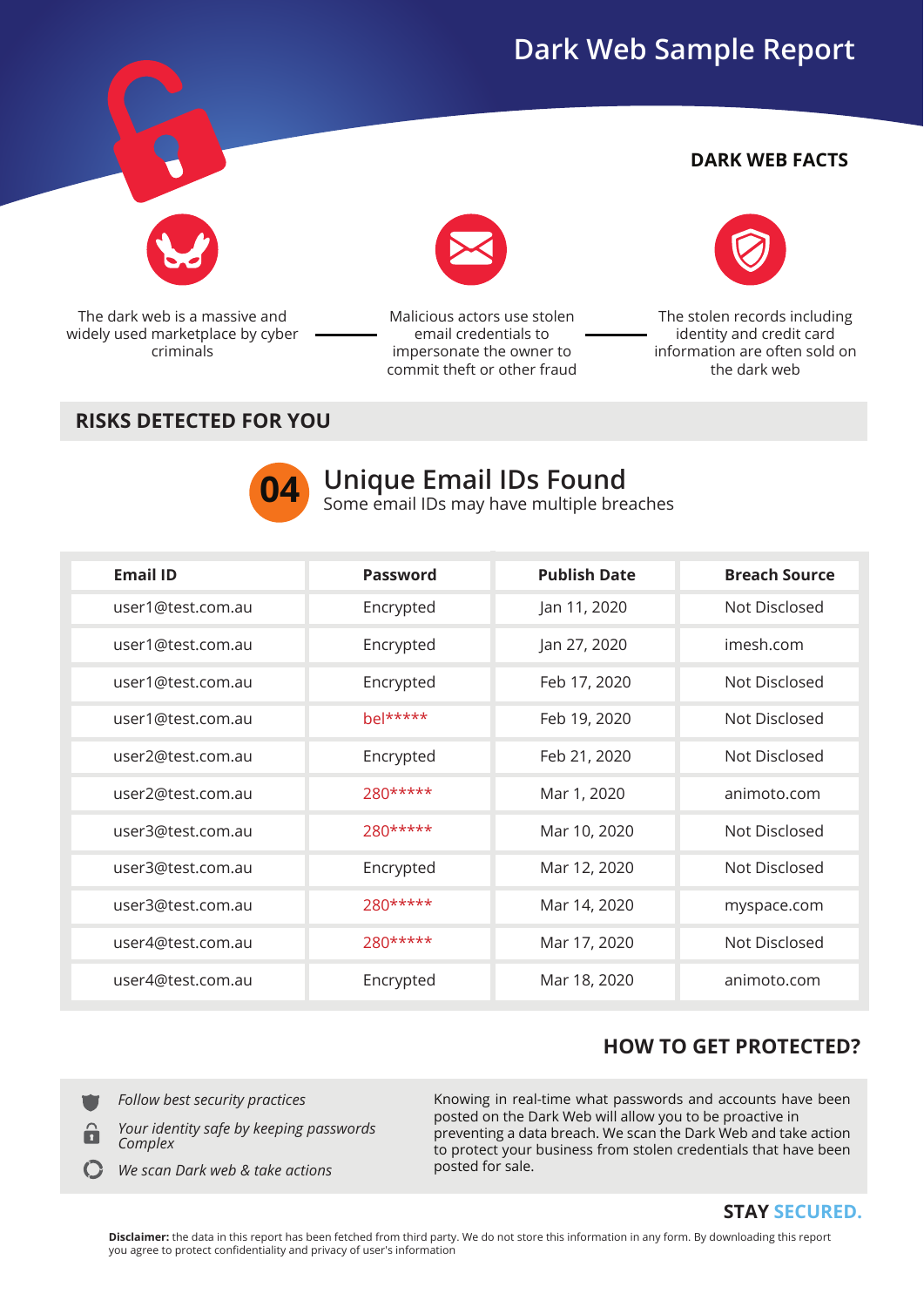# Dark Web Sample Report

## DARK WEB FACTS

The dark web is a massive and widely used marketplace by cyber criminals

Malicious actors use stolen email credentials to impersonate the owner to commit theft or other fraud

The stolen records including identity and credit card information are often sold on the dark web

## RISKS DETECTED FOR YOU

**04** Unique Email IDs Found

Some email IDs may have multiple breaches

| Email ID | Password | Publish Date | Breach Source |
|---|---|---|---|
| user1@test.com.au | Encrypted | Jan 11, 2020 | Not Disclosed |
| user1@test.com.au | Encrypted | Jan 27, 2020 | imesh.com |
| user1@test.com.au | Encrypted | Feb 17, 2020 | Not Disclosed |
| user1@test.com.au | bel***** | Feb 19, 2020 | Not Disclosed |
| user2@test.com.au | Encrypted | Feb 21, 2020 | Not Disclosed |
| user2@test.com.au | 280***** | Mar 1, 2020 | animoto.com |
| user3@test.com.au | 280***** | Mar 10, 2020 | Not Disclosed |
| user3@test.com.au | Encrypted | Mar 12, 2020 | Not Disclosed |
| user3@test.com.au | 280***** | Mar 14, 2020 | myspace.com |
| user4@test.com.au | 280***** | Mar 17, 2020 | Not Disclosed |
| user4@test.com.au | Encrypted | Mar 18, 2020 | animoto.com |

## HOW TO GET PROTECTED?

- *Follow best security practices*
- *Your identity safe by keeping passwords Complex*
- *We scan Dark web & take actions*

Knowing in real-time what passwords and accounts have been posted on the Dark Web will allow you to be proactive in preventing a data breach. We scan the Dark Web and take action to protect your business from stolen credentials that have been posted for sale.

**STAY SECURED.**

**Disclaimer:** the data in this report has been fetched from third party. We do not store this information in any form. By downloading this report you agree to protect confidentiality and privacy of user's information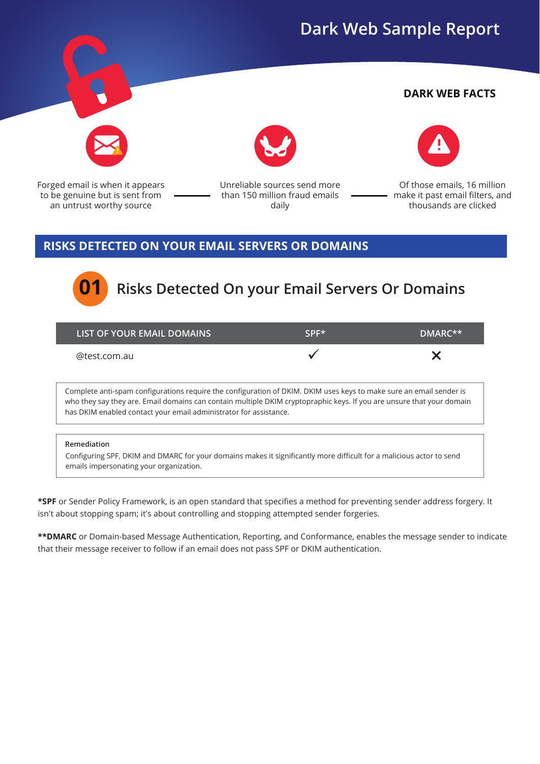# Dark Web Sample Report

## DARK WEB FACTS

Forged email is when it appears to be genuine but is sent from an untrust worthy source

Unreliable sources send more than 150 million fraud emails daily

Of those emails, 16 million make it past email filters, and thousands are clicked

## RISKS DETECTED ON YOUR EMAIL SERVERS OR DOMAINS

### 01 Risks Detected On your Email Servers Or Domains

| LIST OF YOUR EMAIL DOMAINS | SPF* | DMARC** |
|---|---|---|
| @test.com.au | ✓ | ✕ |

Complete anti-spam configurations require the configuration of DKIM. DKIM uses keys to make sure an email sender is who they say they are. Email domains can contain multiple DKIM cryptopraphic keys. If you are unsure that your domain has DKIM enabled contact your email administrator for assistance.

Remediation
Configuring SPF, DKIM and DMARC for your domains makes it significantly more difficult for a malicious actor to send emails impersonating your organization.

***SPF** or Sender Policy Framework, is an open standard that specifies a method for preventing sender address forgery. It isn't about stopping spam; it's about controlling and stopping attempted sender forgeries.

****DMARC** or Domain-based Message Authentication, Reporting, and Conformance, enables the message sender to indicate that their message receiver to follow if an email does not pass SPF or DKIM authentication.